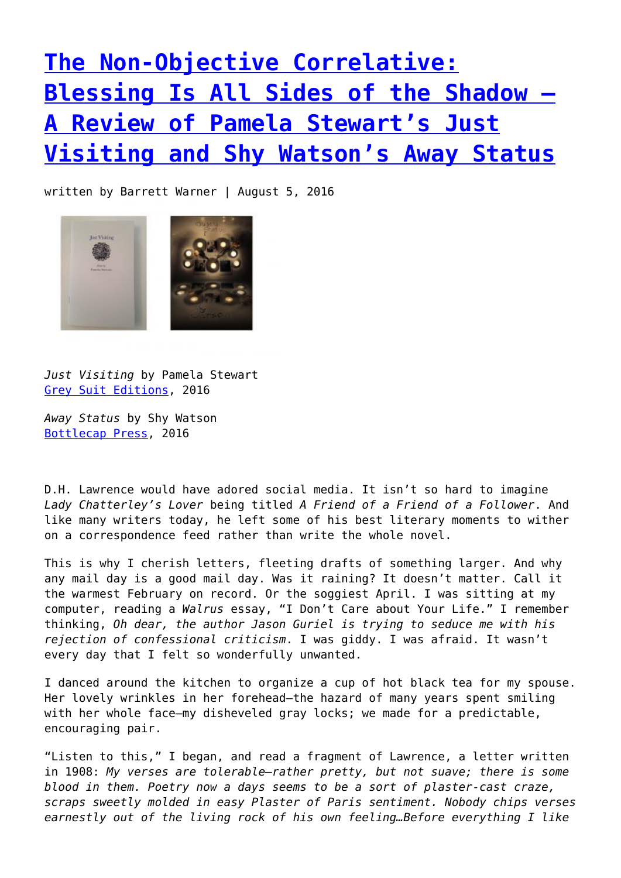# [The Non-Objective Correlative: Blessing Is All Sides of the Shadow — A Review of Pamela Stewart's Just Visiting and Shy Watson's Away Status]

written by Barrett Warner | August 5, 2016

*Just Visiting* by Pamela Stewart
[Grey Suit Editions], 2016

*Away Status* by Shy Watson
[Bottlecap Press], 2016

D.H. Lawrence would have adored social media. It isn't so hard to imagine *Lady Chatterley's Lover* being titled *A Friend of a Friend of a Follower*. And like many writers today, he left some of his best literary moments to wither on a correspondence feed rather than write the whole novel.

This is why I cherish letters, fleeting drafts of something larger. And why any mail day is a good mail day. Was it raining? It doesn't matter. Call it the warmest February on record. Or the soggiest April. I was sitting at my computer, reading a *Walrus* essay, "I Don't Care about Your Life." I remember thinking, *Oh dear, the author Jason Guriel is trying to seduce me with his rejection of confessional criticism*. I was giddy. I was afraid. It wasn't every day that I felt so wonderfully unwanted.

I danced around the kitchen to organize a cup of hot black tea for my spouse. Her lovely wrinkles in her forehead—the hazard of many years spent smiling with her whole face—my disheveled gray locks; we made for a predictable, encouraging pair.

"Listen to this," I began, and read a fragment of Lawrence, a letter written in 1908: *My verses are tolerable—rather pretty, but not suave; there is some blood in them. Poetry now a days seems to be a sort of plaster-cast craze, scraps sweetly molded in easy Plaster of Paris sentiment. Nobody chips verses earnestly out of the living rock of his own feeling…Before everything I like*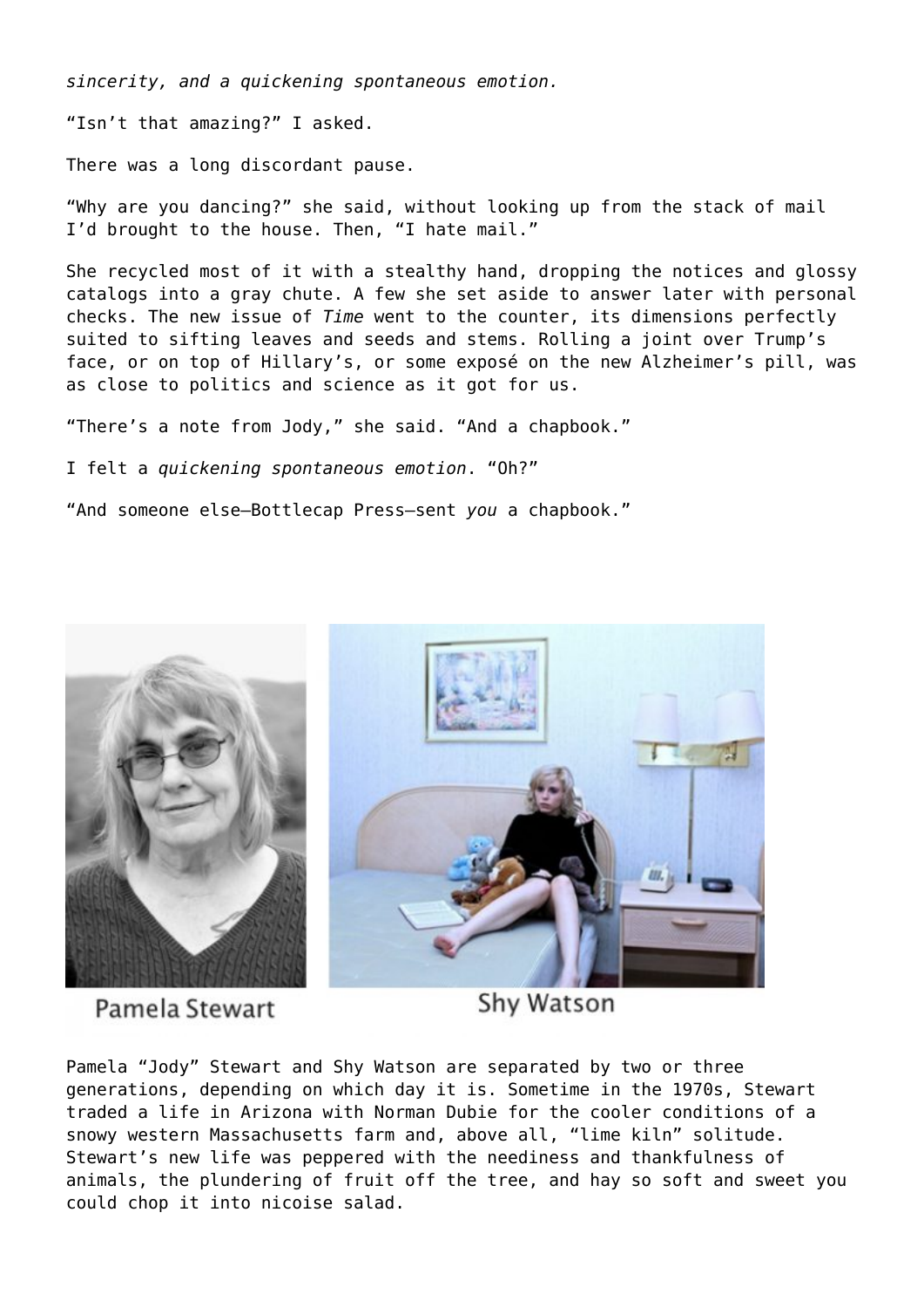*sincerity, and a quickening spontaneous emotion.*

"Isn't that amazing?" I asked.

There was a long discordant pause.

"Why are you dancing?" she said, without looking up from the stack of mail I'd brought to the house. Then, "I hate mail."

She recycled most of it with a stealthy hand, dropping the notices and glossy catalogs into a gray chute. A few she set aside to answer later with personal checks. The new issue of *Time* went to the counter, its dimensions perfectly suited to sifting leaves and seeds and stems. Rolling a joint over Trump's face, or on top of Hillary's, or some exposé on the new Alzheimer's pill, was as close to politics and science as it got for us.

"There's a note from Jody," she said. "And a chapbook."

I felt a *quickening spontaneous emotion*. "Oh?"

"And someone else—Bottlecap Press—sent *you* a chapbook."

Pamela Stewart

Shy Watson

Pamela "Jody" Stewart and Shy Watson are separated by two or three generations, depending on which day it is. Sometime in the 1970s, Stewart traded a life in Arizona with Norman Dubie for the cooler conditions of a snowy western Massachusetts farm and, above all, "lime kiln" solitude. Stewart's new life was peppered with the neediness and thankfulness of animals, the plundering of fruit off the tree, and hay so soft and sweet you could chop it into nicoise salad.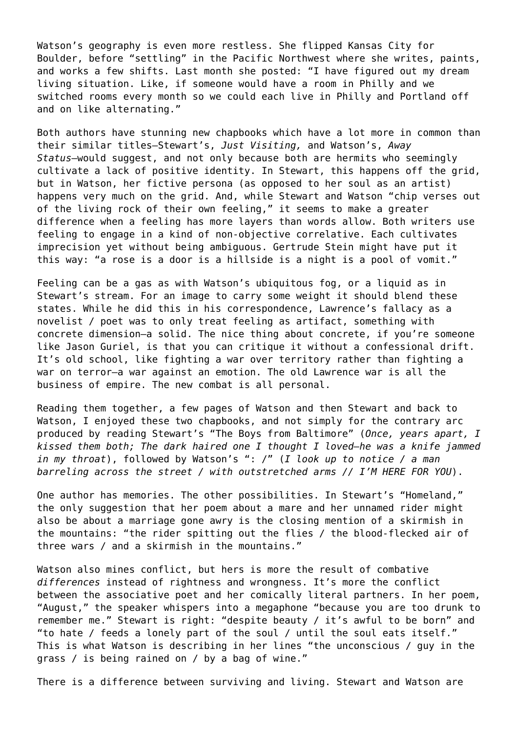Watson's geography is even more restless. She flipped Kansas City for Boulder, before "settling" in the Pacific Northwest where she writes, paints, and works a few shifts. Last month she posted: "I have figured out my dream living situation. Like, if someone would have a room in Philly and we switched rooms every month so we could each live in Philly and Portland off and on like alternating."

Both authors have stunning new chapbooks which have a lot more in common than their similar titles—Stewart's, *Just Visiting,* and Watson's, *Away Status*—would suggest, and not only because both are hermits who seemingly cultivate a lack of positive identity. In Stewart, this happens off the grid, but in Watson, her fictive persona (as opposed to her soul as an artist) happens very much on the grid. And, while Stewart and Watson "chip verses out of the living rock of their own feeling," it seems to make a greater difference when a feeling has more layers than words allow. Both writers use feeling to engage in a kind of non-objective correlative. Each cultivates imprecision yet without being ambiguous. Gertrude Stein might have put it this way: "a rose is a door is a hillside is a night is a pool of vomit."

Feeling can be a gas as with Watson's ubiquitous fog, or a liquid as in Stewart's stream. For an image to carry some weight it should blend these states. While he did this in his correspondence, Lawrence's fallacy as a novelist / poet was to only treat feeling as artifact, something with concrete dimension—a solid. The nice thing about concrete, if you're someone like Jason Guriel, is that you can critique it without a confessional drift. It's old school, like fighting a war over territory rather than fighting a war on terror—a war against an emotion. The old Lawrence war is all the business of empire. The new combat is all personal.

Reading them together, a few pages of Watson and then Stewart and back to Watson, I enjoyed these two chapbooks, and not simply for the contrary arc produced by reading Stewart's "The Boys from Baltimore" (*Once, years apart, I kissed them both; The dark haired one I thought I loved—he was a knife jammed in my throat*), followed by Watson's ": /" (*I look up to notice / a man barreling across the street / with outstretched arms // I'M HERE FOR YOU*).

One author has memories. The other possibilities. In Stewart's "Homeland," the only suggestion that her poem about a mare and her unnamed rider might also be about a marriage gone awry is the closing mention of a skirmish in the mountains: "the rider spitting out the flies / the blood-flecked air of three wars / and a skirmish in the mountains."

Watson also mines conflict, but hers is more the result of combative *differences* instead of rightness and wrongness. It's more the conflict between the associative poet and her comically literal partners. In her poem, "August," the speaker whispers into a megaphone "because you are too drunk to remember me." Stewart is right: "despite beauty / it's awful to be born" and "to hate / feeds a lonely part of the soul / until the soul eats itself." This is what Watson is describing in her lines "the unconscious / guy in the grass / is being rained on / by a bag of wine."

There is a difference between surviving and living. Stewart and Watson are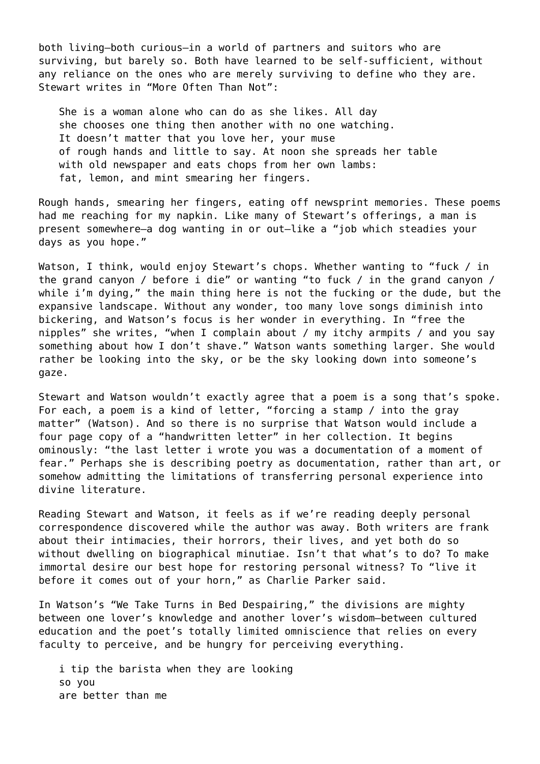both living—both curious—in a world of partners and suitors who are surviving, but barely so. Both have learned to be self-sufficient, without any reliance on the ones who are merely surviving to define who they are. Stewart writes in "More Often Than Not":

> She is a woman alone who can do as she likes. All day
> she chooses one thing then another with no one watching.
> It doesn't matter that you love her, your muse
> of rough hands and little to say. At noon she spreads her table
> with old newspaper and eats chops from her own lambs:
> fat, lemon, and mint smearing her fingers.

Rough hands, smearing her fingers, eating off newsprint memories. These poems had me reaching for my napkin. Like many of Stewart's offerings, a man is present somewhere—a dog wanting in or out—like a "job which steadies your days as you hope."

Watson, I think, would enjoy Stewart's chops. Whether wanting to "fuck / in the grand canyon / before i die" or wanting "to fuck / in the grand canyon / while i'm dying," the main thing here is not the fucking or the dude, but the expansive landscape. Without any wonder, too many love songs diminish into bickering, and Watson's focus is her wonder in everything. In "free the nipples" she writes, "when I complain about / my itchy armpits / and you say something about how I don't shave." Watson wants something larger. She would rather be looking into the sky, or be the sky looking down into someone's gaze.

Stewart and Watson wouldn't exactly agree that a poem is a song that's spoke. For each, a poem is a kind of letter, "forcing a stamp / into the gray matter" (Watson). And so there is no surprise that Watson would include a four page copy of a "handwritten letter" in her collection. It begins ominously: "the last letter i wrote you was a documentation of a moment of fear." Perhaps she is describing poetry as documentation, rather than art, or somehow admitting the limitations of transferring personal experience into divine literature.

Reading Stewart and Watson, it feels as if we're reading deeply personal correspondence discovered while the author was away. Both writers are frank about their intimacies, their horrors, their lives, and yet both do so without dwelling on biographical minutiae. Isn't that what's to do? To make immortal desire our best hope for restoring personal witness? To "live it before it comes out of your horn," as Charlie Parker said.

In Watson's "We Take Turns in Bed Despairing," the divisions are mighty between one lover's knowledge and another lover's wisdom—between cultured education and the poet's totally limited omniscience that relies on every faculty to perceive, and be hungry for perceiving everything.

> i tip the barista when they are looking
> so you
> are better than me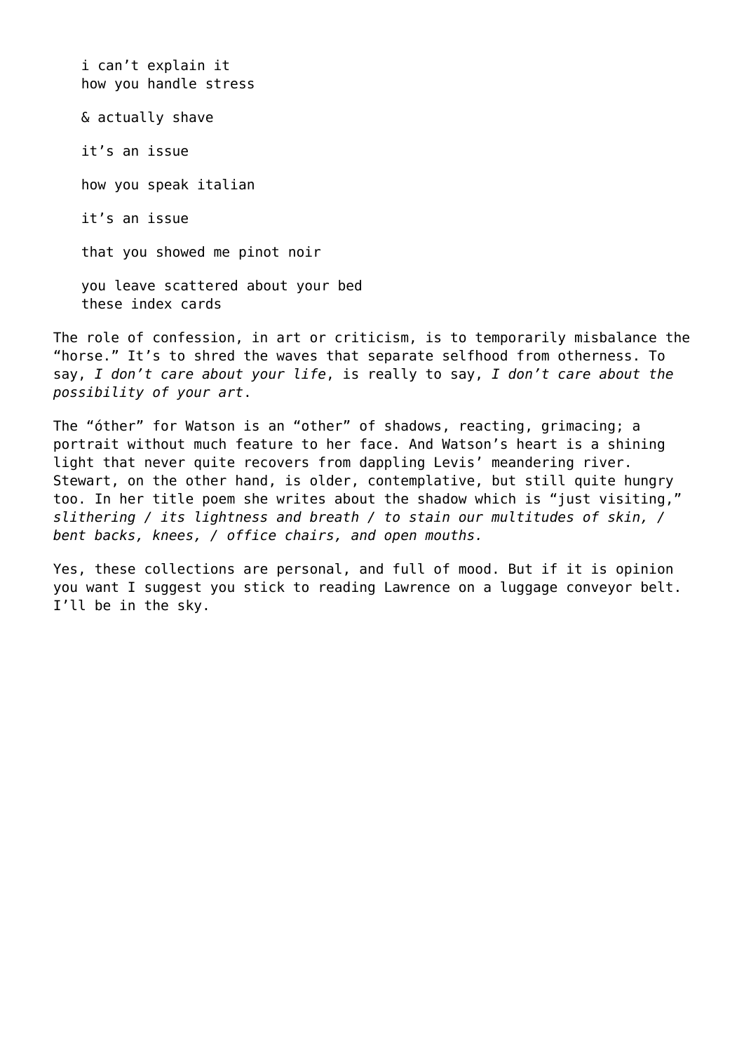i can’t explain it  
how you handle stress

& actually shave

it’s an issue

how you speak italian

it’s an issue

that you showed me pinot noir

you leave scattered about your bed  
these index cards

The role of confession, in art or criticism, is to temporarily misbalance the “horse.” It’s to shred the waves that separate selfhood from otherness. To say, *I don’t care about your life*, is really to say, *I don’t care about the possibility of your art*.

The “óther” for Watson is an “other” of shadows, reacting, grimacing; a portrait without much feature to her face. And Watson’s heart is a shining light that never quite recovers from dappling Levis’ meandering river. Stewart, on the other hand, is older, contemplative, but still quite hungry too. In her title poem she writes about the shadow which is “just visiting,” *slithering / its lightness and breath / to stain our multitudes of skin, / bent backs, knees, / office chairs, and open mouths.*

Yes, these collections are personal, and full of mood. But if it is opinion you want I suggest you stick to reading Lawrence on a luggage conveyor belt. I’ll be in the sky.